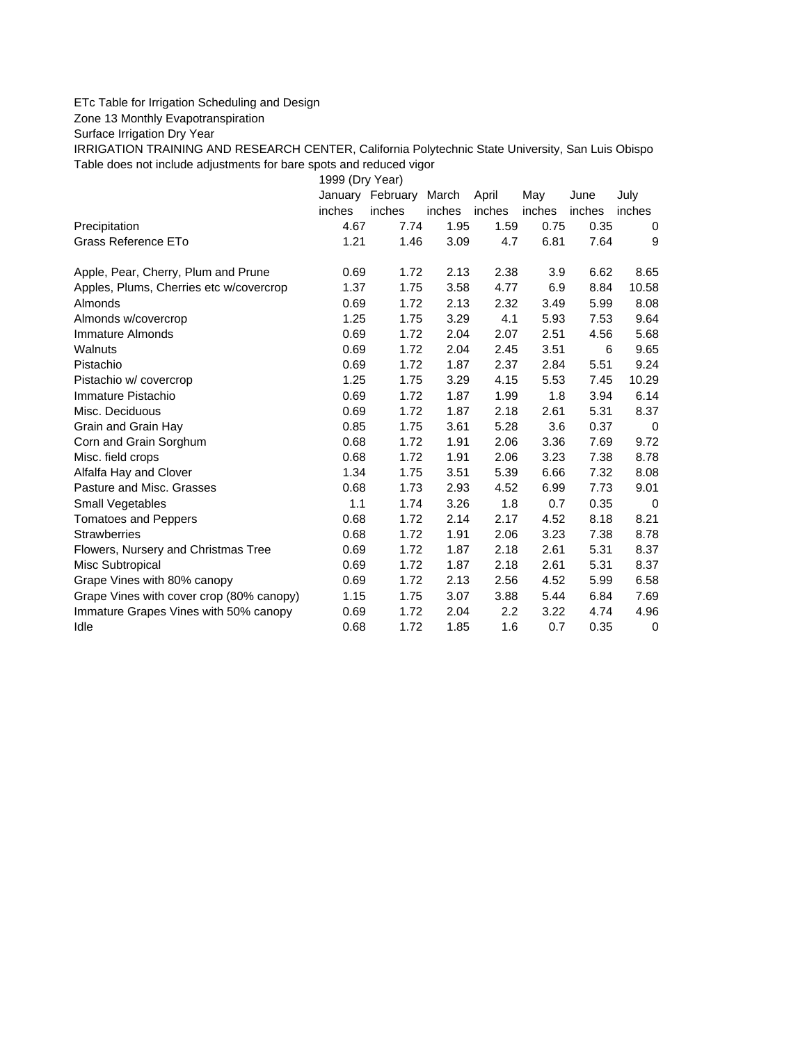ETc Table for Irrigation Scheduling and Design

Zone 13 Monthly Evapotranspiration

Surface Irrigation Dry Year

IRRIGATION TRAINING AND RESEARCH CENTER, California Polytechnic State University, San Luis Obispo

Table does not include adjustments for bare spots and reduced vigor

| | 1999 (Dry Year) | | | | | | |
|---|---|---|---|---|---|---|---|
| | January | February | March | April | May | June | July |
| | inches | inches | inches | inches | inches | inches | inches |
| Precipitation | 4.67 | 7.74 | 1.95 | 1.59 | 0.75 | 0.35 | 0 |
| Grass Reference ETo | 1.21 | 1.46 | 3.09 | 4.7 | 6.81 | 7.64 | 9 |
| Apple, Pear, Cherry, Plum and Prune | 0.69 | 1.72 | 2.13 | 2.38 | 3.9 | 6.62 | 8.65 |
| Apples, Plums, Cherries etc w/covercrop | 1.37 | 1.75 | 3.58 | 4.77 | 6.9 | 8.84 | 10.58 |
| Almonds | 0.69 | 1.72 | 2.13 | 2.32 | 3.49 | 5.99 | 8.08 |
| Almonds w/covercrop | 1.25 | 1.75 | 3.29 | 4.1 | 5.93 | 7.53 | 9.64 |
| Immature Almonds | 0.69 | 1.72 | 2.04 | 2.07 | 2.51 | 4.56 | 5.68 |
| Walnuts | 0.69 | 1.72 | 2.04 | 2.45 | 3.51 | 6 | 9.65 |
| Pistachio | 0.69 | 1.72 | 1.87 | 2.37 | 2.84 | 5.51 | 9.24 |
| Pistachio w/ covercrop | 1.25 | 1.75 | 3.29 | 4.15 | 5.53 | 7.45 | 10.29 |
| Immature Pistachio | 0.69 | 1.72 | 1.87 | 1.99 | 1.8 | 3.94 | 6.14 |
| Misc. Deciduous | 0.69 | 1.72 | 1.87 | 2.18 | 2.61 | 5.31 | 8.37 |
| Grain and Grain Hay | 0.85 | 1.75 | 3.61 | 5.28 | 3.6 | 0.37 | 0 |
| Corn and Grain Sorghum | 0.68 | 1.72 | 1.91 | 2.06 | 3.36 | 7.69 | 9.72 |
| Misc. field crops | 0.68 | 1.72 | 1.91 | 2.06 | 3.23 | 7.38 | 8.78 |
| Alfalfa Hay and Clover | 1.34 | 1.75 | 3.51 | 5.39 | 6.66 | 7.32 | 8.08 |
| Pasture and Misc. Grasses | 0.68 | 1.73 | 2.93 | 4.52 | 6.99 | 7.73 | 9.01 |
| Small Vegetables | 1.1 | 1.74 | 3.26 | 1.8 | 0.7 | 0.35 | 0 |
| Tomatoes and Peppers | 0.68 | 1.72 | 2.14 | 2.17 | 4.52 | 8.18 | 8.21 |
| Strawberries | 0.68 | 1.72 | 1.91 | 2.06 | 3.23 | 7.38 | 8.78 |
| Flowers, Nursery and Christmas Tree | 0.69 | 1.72 | 1.87 | 2.18 | 2.61 | 5.31 | 8.37 |
| Misc Subtropical | 0.69 | 1.72 | 1.87 | 2.18 | 2.61 | 5.31 | 8.37 |
| Grape Vines with 80% canopy | 0.69 | 1.72 | 2.13 | 2.56 | 4.52 | 5.99 | 6.58 |
| Grape Vines with cover crop (80% canopy) | 1.15 | 1.75 | 3.07 | 3.88 | 5.44 | 6.84 | 7.69 |
| Immature Grapes Vines with 50% canopy | 0.69 | 1.72 | 2.04 | 2.2 | 3.22 | 4.74 | 4.96 |
| Idle | 0.68 | 1.72 | 1.85 | 1.6 | 0.7 | 0.35 | 0 |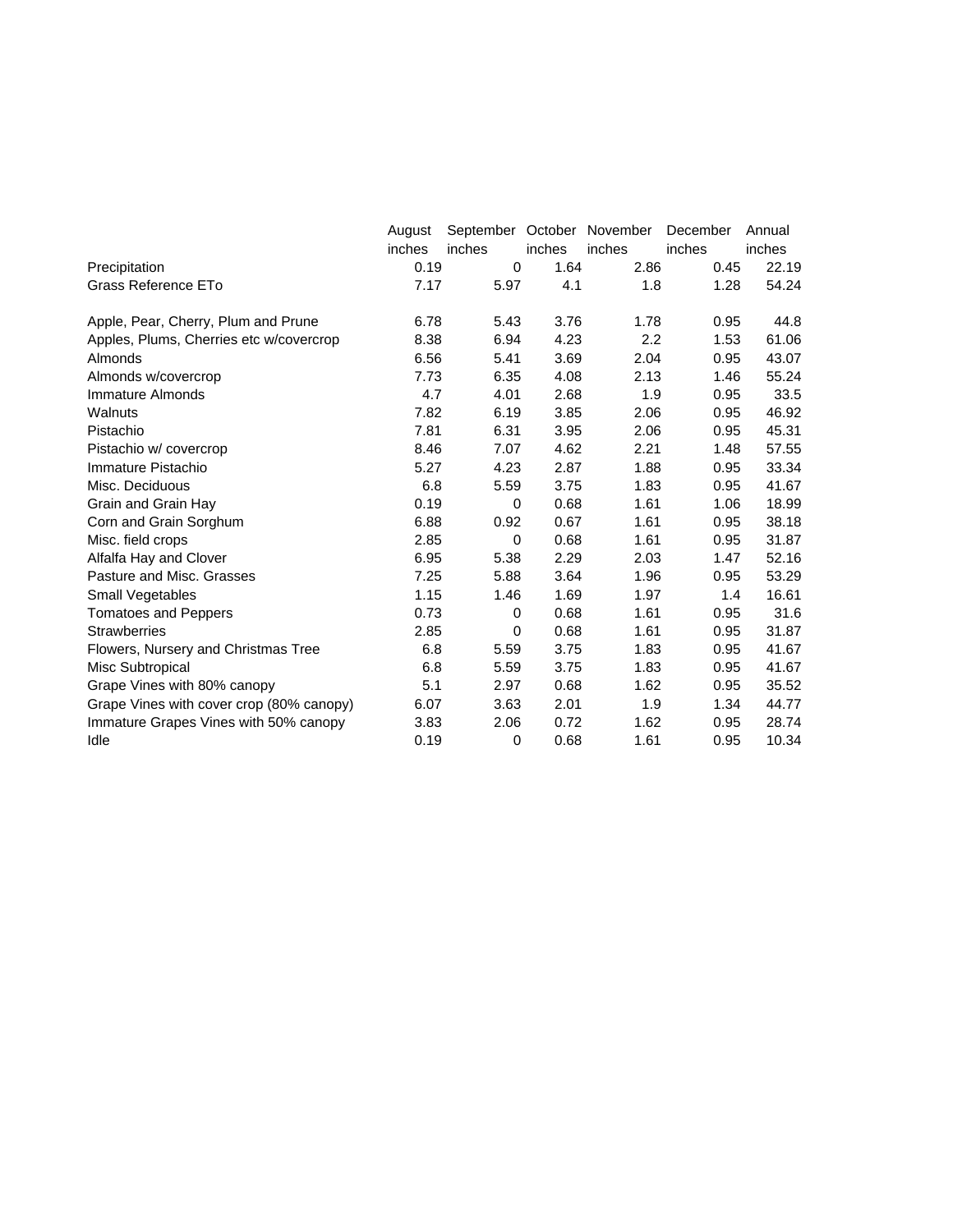| | August inches | September inches | October inches | November inches | December inches | Annual inches |
|---|---|---|---|---|---|---|
| Precipitation | 0.19 | 0 | 1.64 | 2.86 | 0.45 | 22.19 |
| Grass Reference ETo | 7.17 | 5.97 | 4.1 | 1.8 | 1.28 | 54.24 |
| | | | | | | |
| Apple, Pear, Cherry, Plum and Prune | 6.78 | 5.43 | 3.76 | 1.78 | 0.95 | 44.8 |
| Apples, Plums, Cherries etc w/covercrop | 8.38 | 6.94 | 4.23 | 2.2 | 1.53 | 61.06 |
| Almonds | 6.56 | 5.41 | 3.69 | 2.04 | 0.95 | 43.07 |
| Almonds w/covercrop | 7.73 | 6.35 | 4.08 | 2.13 | 1.46 | 55.24 |
| Immature Almonds | 4.7 | 4.01 | 2.68 | 1.9 | 0.95 | 33.5 |
| Walnuts | 7.82 | 6.19 | 3.85 | 2.06 | 0.95 | 46.92 |
| Pistachio | 7.81 | 6.31 | 3.95 | 2.06 | 0.95 | 45.31 |
| Pistachio w/ covercrop | 8.46 | 7.07 | 4.62 | 2.21 | 1.48 | 57.55 |
| Immature Pistachio | 5.27 | 4.23 | 2.87 | 1.88 | 0.95 | 33.34 |
| Misc. Deciduous | 6.8 | 5.59 | 3.75 | 1.83 | 0.95 | 41.67 |
| Grain and Grain Hay | 0.19 | 0 | 0.68 | 1.61 | 1.06 | 18.99 |
| Corn and Grain Sorghum | 6.88 | 0.92 | 0.67 | 1.61 | 0.95 | 38.18 |
| Misc. field crops | 2.85 | 0 | 0.68 | 1.61 | 0.95 | 31.87 |
| Alfalfa Hay and Clover | 6.95 | 5.38 | 2.29 | 2.03 | 1.47 | 52.16 |
| Pasture and Misc. Grasses | 7.25 | 5.88 | 3.64 | 1.96 | 0.95 | 53.29 |
| Small Vegetables | 1.15 | 1.46 | 1.69 | 1.97 | 1.4 | 16.61 |
| Tomatoes and Peppers | 0.73 | 0 | 0.68 | 1.61 | 0.95 | 31.6 |
| Strawberries | 2.85 | 0 | 0.68 | 1.61 | 0.95 | 31.87 |
| Flowers, Nursery and Christmas Tree | 6.8 | 5.59 | 3.75 | 1.83 | 0.95 | 41.67 |
| Misc Subtropical | 6.8 | 5.59 | 3.75 | 1.83 | 0.95 | 41.67 |
| Grape Vines with 80% canopy | 5.1 | 2.97 | 0.68 | 1.62 | 0.95 | 35.52 |
| Grape Vines with cover crop (80% canopy) | 6.07 | 3.63 | 2.01 | 1.9 | 1.34 | 44.77 |
| Immature Grapes Vines with 50% canopy | 3.83 | 2.06 | 0.72 | 1.62 | 0.95 | 28.74 |
| Idle | 0.19 | 0 | 0.68 | 1.61 | 0.95 | 10.34 |